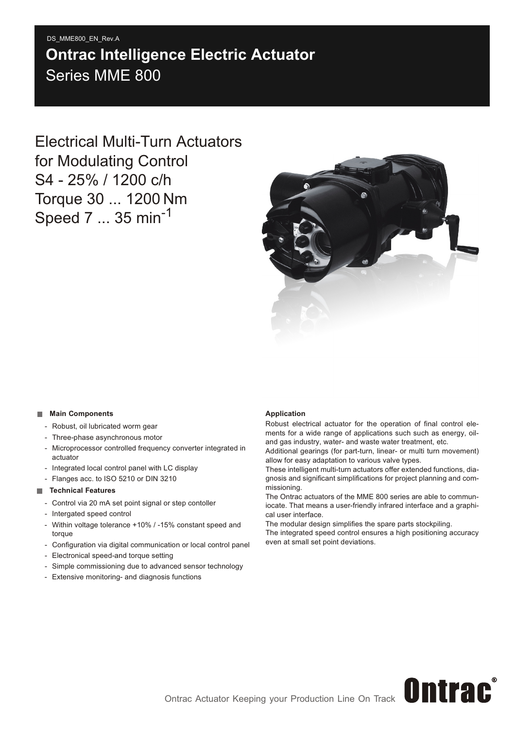DS_MME800_EN_Rev.A

# Ontrac Intelligence Electric Actuator
Series MME 800

## Electrical Multi-Turn Actuators for Modulating Control
## S4 - 25% / 1200 c/h
## Torque 30 ... 1200 Nm
## Speed 7 ... 35 $min^{-1}$

**Main Components**

- Robust, oil lubricated worm gear
- Three-phase asynchronous motor
- Microprocessor controlled frequency converter integrated in actuator
- Integrated local control panel with LC display
- Flanges acc. to ISO 5210 or DIN 3210

**Technical Features**

- Control via 20 mA set point signal or step contoller
- Intergated speed control
- Within voltage tolerance +10% / -15% constant speed and torque
- Configuration via digital communication or local control panel
- Electronical speed-and torque setting
- Simple commissioning due to advanced sensor technology
- Extensive monitoring- and diagnosis functions

**Application**

Robust electrical actuator for the operation of final control elements for a wide range of applications such such as energy, oil- and gas industry, water- and waste water treatment, etc.
Additional gearings (for part-turn, linear- or multi turn movement) allow for easy adaptation to various valve types.
These intelligent multi-turn actuators offer extended functions, diagnosis and significant simplifications for project planning and commissioning.
The Ontrac actuators of the MME 800 series are able to communiocate. That means a user-friendly infrared interface and a graphical user interface.
The modular design simplifies the spare parts stockpiling.
The integrated speed control ensures a high positioning accuracy even at small set point deviations.

Ontrac Actuator Keeping your Production Line On Track **Ontrac®**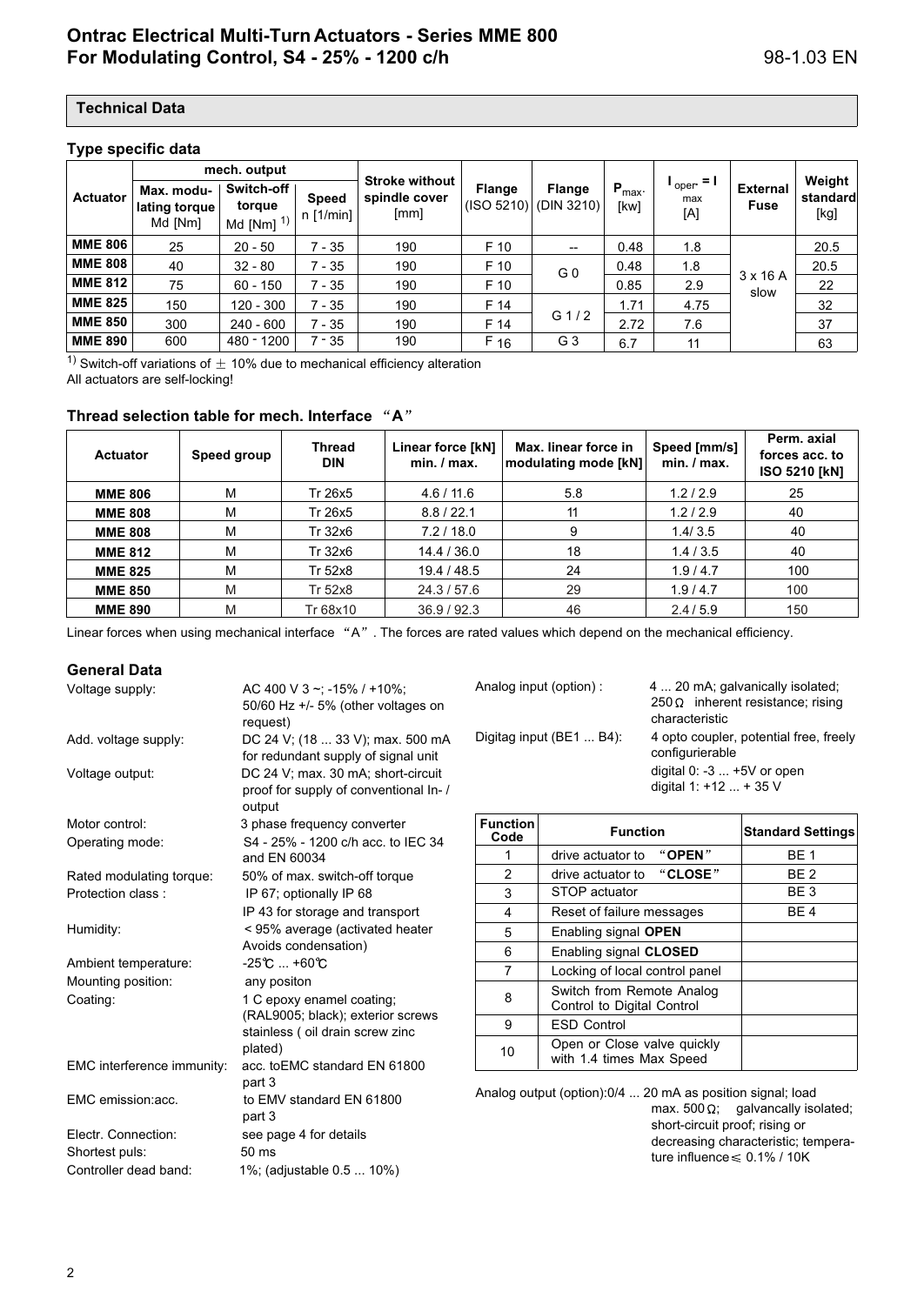## Technical Data

### Type specific data

| Actuator | mech. output | | | Stroke without spindle cover [mm] | Flange (ISO 5210) | Flange (DIN 3210) | $P_{max.}$ [kw] | $I_{oper.} = I_{max}$ [A] | External Fuse | Weight standard [kg] |
|---|---|---|---|---|---|---|---|---|---|---|
| | Max. modulating torque Md [Nm] | Switch-off torque Md [Nm] [1] | Speed n [1/min] | | | | | | | |
| **MME 806** | 25 | 20 - 50 | 7 - 35 | 190 | F 10 | -- | 0.48 | 1.8 | 3 x 16 A slow | 20.5 |
| **MME 808** | 40 | 32 - 80 | 7 - 35 | 190 | F 10 | G 0 | 0.48 | 1.8 | | 20.5 |
| **MME 812** | 75 | 60 - 150 | 7 - 35 | 190 | F 10 | | 0.85 | 2.9 | | 22 |
| **MME 825** | 150 | 120 - 300 | 7 - 35 | 190 | F 14 | G 1 / 2 | 1.71 | 4.75 | | 32 |
| **MME 850** | 300 | 240 - 600 | 7 - 35 | 190 | F 14 | | 2.72 | 7.6 | | 37 |
| **MME 890** | 600 | 480 - 1200 | 7 - 35 | 190 | F 16 | G 3 | 6.7 | 11 | | 63 |

[1] Switch-off variations of ± 10% due to mechanical efficiency alteration
All actuators are self-locking!

### Thread selection table for mech. Interface "A"

| Actuator | Speed group | Thread DIN | Linear force [kN] min. / max. | Max. linear force in modulating mode [kN] | Speed [mm/s] min. / max. | Perm. axial forces acc. to ISO 5210 [kN] |
|---|---|---|---|---|---|---|
| **MME 806** | M | Tr 26x5 | 4.6 / 11.6 | 5.8 | 1.2 / 2.9 | 25 |
| **MME 808** | M | Tr 26x5 | 8.8 / 22.1 | 11 | 1.2 / 2.9 | 40 |
| **MME 808** | M | Tr 32x6 | 7.2 / 18.0 | 9 | 1.4/ 3.5 | 40 |
| **MME 812** | M | Tr 32x6 | 14.4 / 36.0 | 18 | 1.4 / 3.5 | 40 |
| **MME 825** | M | Tr 52x8 | 19.4 / 48.5 | 24 | 1.9 / 4.7 | 100 |
| **MME 850** | M | Tr 52x8 | 24.3 / 57.6 | 29 | 1.9 / 4.7 | 100 |
| **MME 890** | M | Tr 68x10 | 36.9 / 92.3 | 46 | 2.4 / 5.9 | 150 |

Linear forces when using mechanical interface "A". The forces are rated values which depend on the mechanical efficiency.

### General Data

Voltage supply: AC 400 V 3 ~; -15% / +10%; 50/60 Hz +/- 5% (other voltages on request)

Add. voltage supply: DC 24 V; (18 ... 33 V); max. 500 mA for redundant supply of signal unit

Voltage output: DC 24 V; max. 30 mA; short-circuit proof for supply of conventional In- / output

Motor control: 3 phase frequency converter

Operating mode: S4 - 25% - 1200 c/h acc. to IEC 34 and EN 60034

Rated modulating torque: 50% of max. switch-off torque

Protection class : IP 67; optionally IP 68
IP 43 for storage and transport

Humidity: < 95% average (activated heater Avoids condensation)

Ambient temperature: -25℃ ... +60℃

Mounting position: any positon

Coating: 1 C epoxy enamel coating; (RAL9005; black); exterior screws stainless ( oil drain screw zinc plated)

EMC interference immunity: acc. toEMC standard EN 61800 part 3

EMC emission:acc. to EMV standard EN 61800 part 3

Electr. Connection: see page 4 for details

Shortest puls: 50 ms

Controller dead band: 1%; (adjustable 0.5 ... 10%)

Analog input (option) : 4 ... 20 mA; galvanically isolated; 250Ω inherent resistance; rising characteristic

Digitag input (BE1 ... B4): 4 opto coupler, potential free, freely configurierable
digital 0: -3 ... +5V or open
digital 1: +12 ... + 35 V

| Function Code | Function | Standard Settings |
|---|---|---|
| 1 | drive actuator to "**OPEN**" | BE 1 |
| 2 | drive actuator to "**CLOSE**" | BE 2 |
| 3 | STOP actuator | BE 3 |
| 4 | Reset of failure messages | BE 4 |
| 5 | Enabling signal **OPEN** | |
| 6 | Enabling signal **CLOSED** | |
| 7 | Locking of local control panel | |
| 8 | Switch from Remote Analog Control to Digital Control | |
| 9 | ESD Control | |
| 10 | Open or Close valve quickly with 1.4 times Max Speed | |

Analog output (option):0/4 ... 20 mA as position signal; load max. 500Ω; galvancally isolated; short-circuit proof; rising or decreasing characteristic; temperature influence ≤ 0.1% / 10K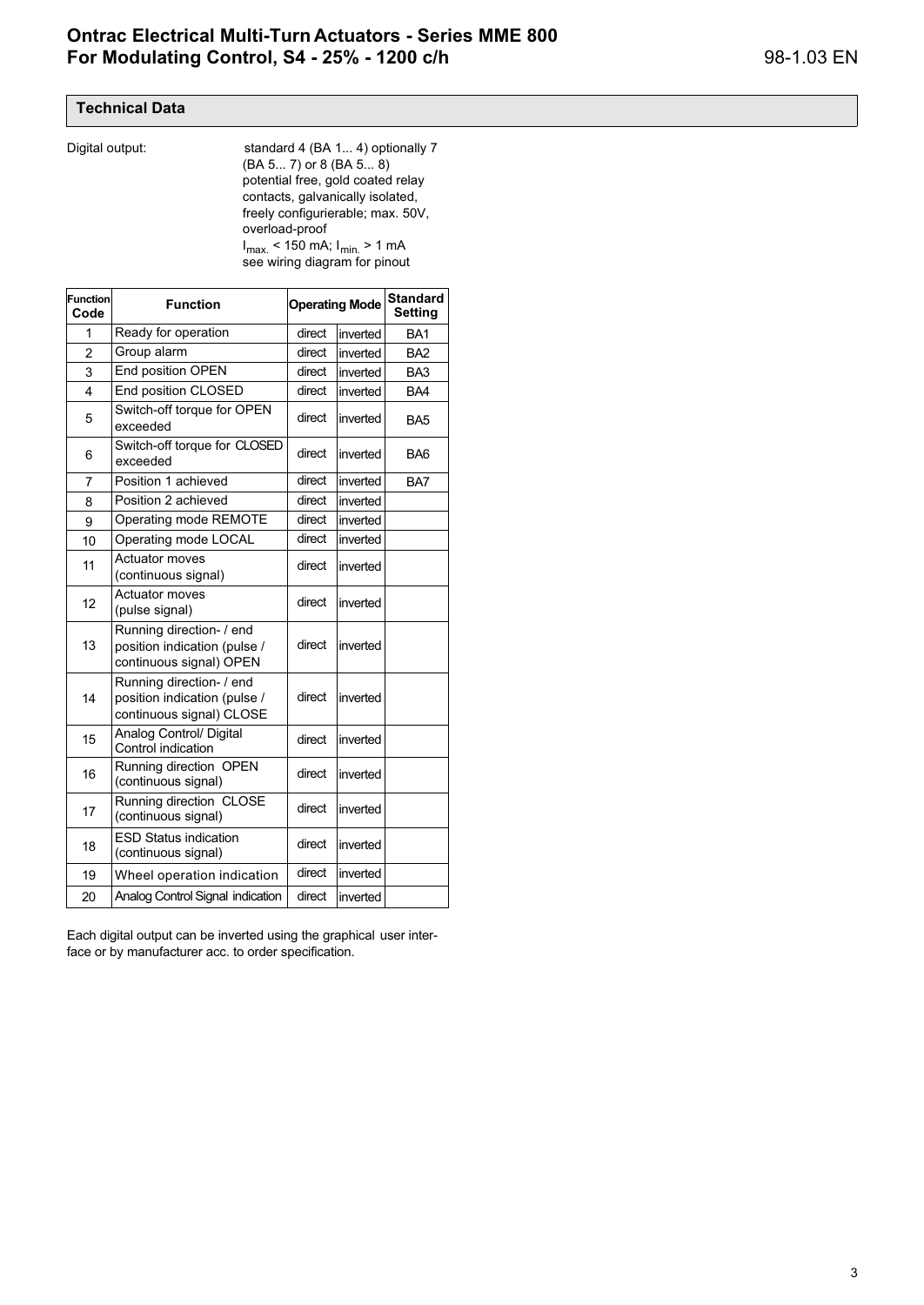## Technical Data

Digital output: standard 4 (BA 1... 4) optionally 7 (BA 5... 7) or 8 (BA 5... 8) potential free, gold coated relay contacts, galvanically isolated, freely configurierable; max. 50V, overload-proof
$I_{max.}$ < 150 mA; $I_{min.}$ > 1 mA
see wiring diagram for pinout

| Function Code | Function | Operating Mode | | Standard Setting |
|---|---|---|---|---|
| 1 | Ready for operation | direct | inverted | BA1 |
| 2 | Group alarm | direct | inverted | BA2 |
| 3 | End position OPEN | direct | inverted | BA3 |
| 4 | End position CLOSED | direct | inverted | BA4 |
| 5 | Switch-off torque for OPEN exceeded | direct | inverted | BA5 |
| 6 | Switch-off torque for CLOSED exceeded | direct | inverted | BA6 |
| 7 | Position 1 achieved | direct | inverted | BA7 |
| 8 | Position 2 achieved | direct | inverted | |
| 9 | Operating mode REMOTE | direct | inverted | |
| 10 | Operating mode LOCAL | direct | inverted | |
| 11 | Actuator moves (continuous signal) | direct | inverted | |
| 12 | Actuator moves (pulse signal) | direct | inverted | |
| 13 | Running direction- / end position indication (pulse / continuous signal) OPEN | direct | inverted | |
| 14 | Running direction- / end position indication (pulse / continuous signal) CLOSE | direct | inverted | |
| 15 | Analog Control/ Digital Control indication | direct | inverted | |
| 16 | Running direction OPEN (continuous signal) | direct | inverted | |
| 17 | Running direction CLOSE (continuous signal) | direct | inverted | |
| 18 | ESD Status indication (continuous signal) | direct | inverted | |
| 19 | Wheel operation indication | direct | inverted | |
| 20 | Analog Control Signal indication | direct | inverted | |

Each digital output can be inverted using the graphical user interface or by manufacturer acc. to order specification.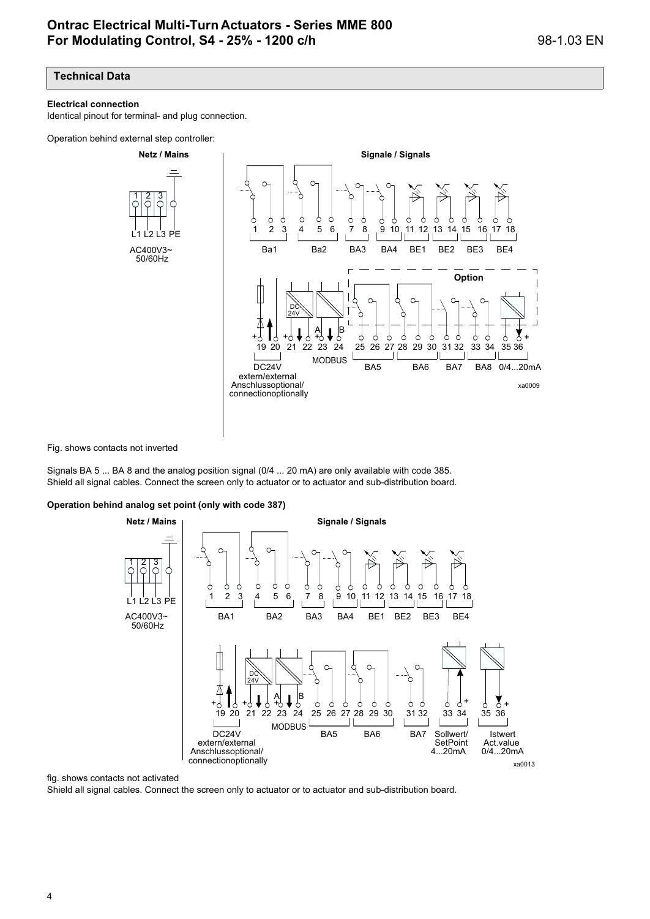## Technical Data

**Electrical connection**

Identical pinout for terminal- and plug connection.

Operation behind external step controller:

**Netz / Mains**

1 2 3
L1 L2 L3 PE
AC400V3~
50/60Hz

**Signale / Signals**

1 2 3 4 5 6 7 8 9 10 11 12 13 14 15 16 17 18

Ba1 Ba2 BA3 BA4 BE1 BE2 BE3 BE4

DC 24V

A B

**Option**

19 20 21 22 23 24 25 26 27 28 29 30 31 32 33 34 35 36

DC24V extern/external Anschlussoptional/ connectionoptionally

MODBUS

BA5 BA6 BA7 BA8 0/4...20mA

xa0009

Fig. shows contacts not inverted

Signals BA 5 ... BA 8 and the analog position signal (0/4 ... 20 mA) are only available with code 385.
Shield all signal cables. Connect the screen only to actuator or to actuator and sub-distribution board.

**Operation behind analog set point (only with code 387)**

**Netz / Mains**

1 2 3
L1 L2 L3 PE
AC400V3~
50/60Hz

**Signale / Signals**

1 2 3 4 5 6 7 8 9 10 11 12 13 14 15 16 17 18

BA1 BA2 BA3 BA4 BE1 BE2 BE3 BE4

DC 24V

A B

19 20 21 22 23 24 25 26 27 28 29 30 31 32 33 34 35 36

DC24V extern/external Anschlussoptional/ connectionoptionally

MODBUS

BA5 BA6 BA7 Sollwert/ SetPoint 4...20mA Istwert Act.value 0/4...20mA

xa0013

fig. shows contacts not activated

Shield all signal cables. Connect the screen only to actuator or to actuator and sub-distribution board.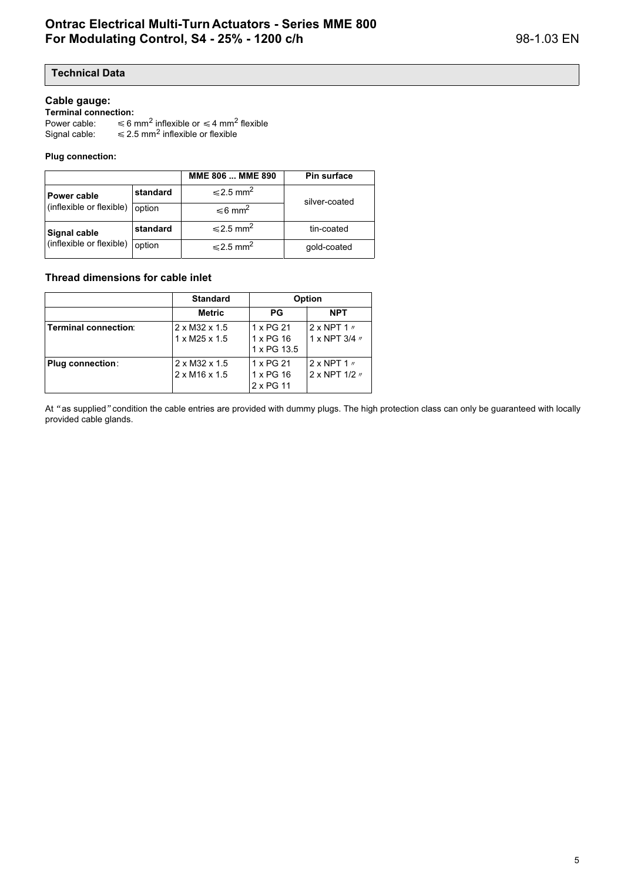## Technical Data

### Cable gauge:

**Terminal connection:**

Power cable: $\leqslant$ 6 mm$^2$ inflexible or $\leqslant$ 4 mm$^2$ flexible
Signal cable: $\leqslant$ 2.5 mm$^2$ inflexible or flexible

**Plug connection:**

| | | MME 806 ... MME 890 | Pin surface |
|---|---|---|---|
| **Power cable** (inflexible or flexible) | **standard** | $\leqslant$2.5 mm$^2$ | silver-coated |
| | option | $\leqslant$6 mm$^2$ | |
| **Signal cable** (inflexible or flexible) | **standard** | $\leqslant$2.5 mm$^2$ | tin-coated |
| | option | $\leqslant$2.5 mm$^2$ | gold-coated |

### Thread dimensions for cable inlet

| | Standard | Option | |
|---|---|---|---|
| | **Metric** | **PG** | **NPT** |
| **Terminal connection**: | 2 x M32 x 1.5<br>1 x M25 x 1.5 | 1 x PG 21<br>1 x PG 16<br>1 x PG 13.5 | 2 x NPT 1 ″<br>1 x NPT 3/4 ″ |
| **Plug connection**: | 2 x M32 x 1.5<br>2 x M16 x 1.5 | 1 x PG 21<br>1 x PG 16<br>2 x PG 11 | 2 x NPT 1 ″<br>2 x NPT 1/2 ″ |

At “as supplied” condition the cable entries are provided with dummy plugs. The high protection class can only be guaranteed with locally provided cable glands.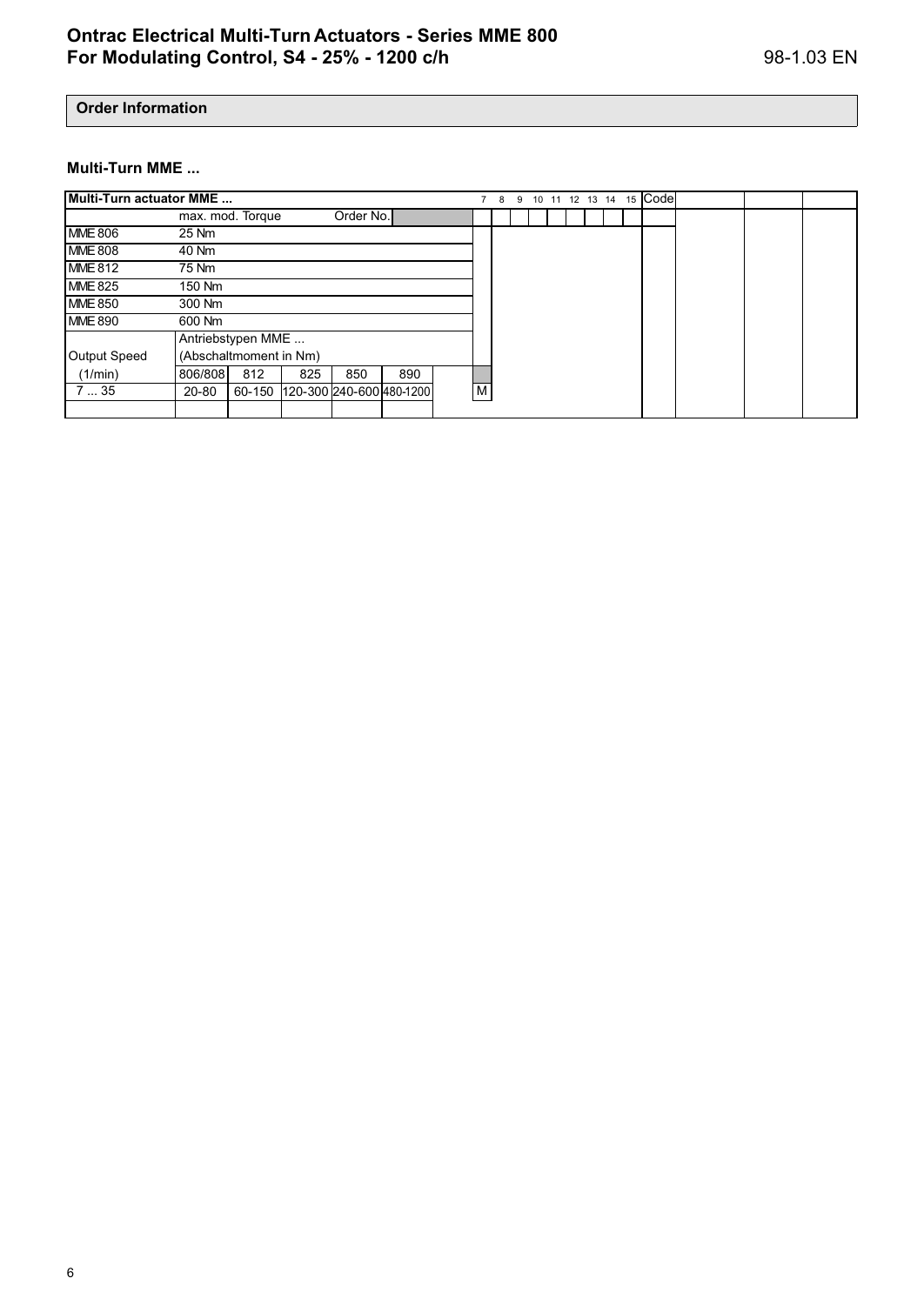# Ontrac Electrical Multi-Turn Actuators - Series MME 800
# For Modulating Control, S4 - 25% - 1200 c/h

98-1.03 EN

## Order Information

### Multi-Turn MME ...

| Multi-Turn actuator MME ... | | | | | | | 7 | 8 | 9 | 10 | 11 | 12 | 13 | 14 | 15 | Code | | | |
|---|---|---|---|---|---|---|---|---|---|---|---|---|---|---|---|---|---|---|---|
| | max. mod. Torque | | | Order No. | | | | | | | | | | | | | | | |
| MME 806 | 25 Nm | | | | | | | | | | | | | | | | | | |
| MME 808 | 40 Nm | | | | | | | | | | | | | | | | | | |
| MME 812 | 75 Nm | | | | | | | | | | | | | | | | | | |
| MME 825 | 150 Nm | | | | | | | | | | | | | | | | | | |
| MME 850 | 300 Nm | | | | | | | | | | | | | | | | | | |
| MME 890 | 600 Nm | | | | | | | | | | | | | | | | | | |
| | Antriebstypen MME ... | | | | | | | | | | | | | | | | | | |
| Output Speed | (Abschaltmoment in Nm) | | | | | | | | | | | | | | | | | | |
| (1/min) | 806/808 | 812 | 825 | 850 | 890 | | | | | | | | | | | | | | |
| 7 ... 35 | 20-80 | 60-150 | 120-300 | 240-600 | 480-1200 | | M | | | | | | | | | | | | |
| | | | | | | | | | | | | | | | | | | | |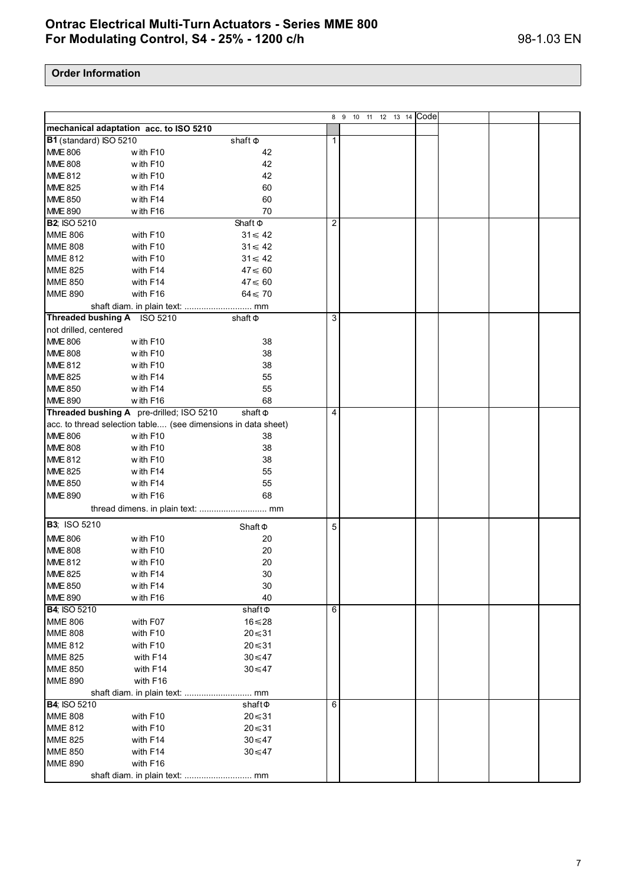# Ontrac Electrical Multi-Turn Actuators - Series MME 800
# For Modulating Control, S4 - 25% - 1200 c/h

98-1.03 EN

## Order Information

| | | | 8 | 9 | 10 | 11 | 12 | 13 | 14 | Code | | | |
|---|---|---|---|---|---|---|---|---|---|---|---|---|---|
| **mechanical adaptation acc. to ISO 5210** | | | | | | | | | | | | | |
| **B1** (standard) ISO 5210 | | shaft Φ | 1 | | | | | | | | | | |
| MME 806 | with F10 | 42 | | | | | | | | | | | |
| MME 808 | with F10 | 42 | | | | | | | | | | | |
| MME 812 | with F10 | 42 | | | | | | | | | | | |
| MME 825 | with F14 | 60 | | | | | | | | | | | |
| MME 850 | with F14 | 60 | | | | | | | | | | | |
| MME 890 | with F16 | 70 | | | | | | | | | | | |
| **B2**; ISO 5210 | | Shaft Φ | 2 | | | | | | | | | | |
| MME 806 | with F10 | 31≤ 42 | | | | | | | | | | | |
| MME 808 | with F10 | 31≤ 42 | | | | | | | | | | | |
| MME 812 | with F10 | 31≤ 42 | | | | | | | | | | | |
| MME 825 | with F14 | 47≤ 60 | | | | | | | | | | | |
| MME 850 | with F14 | 47≤ 60 | | | | | | | | | | | |
| MME 890 | with F16 | 64≤ 70 | | | | | | | | | | | |
| | shaft diam. in plain text: ........................... mm | | | | | | | | | | | | |
| **Threaded bushing A** ISO 5210 | | shaft Φ | 3 | | | | | | | | | | |
| not drilled, centered | | | | | | | | | | | | | |
| MME 806 | with F10 | 38 | | | | | | | | | | | |
| MME 808 | with F10 | 38 | | | | | | | | | | | |
| MME 812 | with F10 | 38 | | | | | | | | | | | |
| MME 825 | with F14 | 55 | | | | | | | | | | | |
| MME 850 | with F14 | 55 | | | | | | | | | | | |
| MME 890 | with F16 | 68 | | | | | | | | | | | |
| **Threaded bushing A** pre-drilled; ISO 5210 | | shaft Φ | 4 | | | | | | | | | | |
| acc. to thread selection table.... (see dimensions in data sheet) | | | | | | | | | | | | | |
| MME 806 | with F10 | 38 | | | | | | | | | | | |
| MME 808 | with F10 | 38 | | | | | | | | | | | |
| MME 812 | with F10 | 38 | | | | | | | | | | | |
| MME 825 | with F14 | 55 | | | | | | | | | | | |
| MME 850 | with F14 | 55 | | | | | | | | | | | |
| MME 890 | with F16 | 68 | | | | | | | | | | | |
| | thread dimens. in plain text: ........................... mm | | | | | | | | | | | | |
| **B3**; ISO 5210 | | Shaft Φ | 5 | | | | | | | | | | |
| MME 806 | with F10 | 20 | | | | | | | | | | | |
| MME 808 | with F10 | 20 | | | | | | | | | | | |
| MME 812 | with F10 | 20 | | | | | | | | | | | |
| MME 825 | with F14 | 30 | | | | | | | | | | | |
| MME 850 | with F14 | 30 | | | | | | | | | | | |
| MME 890 | with F16 | 40 | | | | | | | | | | | |
| **B4**; ISO 5210 | | shaft Φ | 6 | | | | | | | | | | |
| MME 806 | with F07 | 16≤28 | | | | | | | | | | | |
| MME 808 | with F10 | 20≤31 | | | | | | | | | | | |
| MME 812 | with F10 | 20≤31 | | | | | | | | | | | |
| MME 825 | with F14 | 30≤47 | | | | | | | | | | | |
| MME 850 | with F14 | 30≤47 | | | | | | | | | | | |
| MME 890 | with F16 | | | | | | | | | | | | |
| | shaft diam. in plain text: ........................... mm | | | | | | | | | | | | |
| **B4**; ISO 5210 | | shaft Φ | 6 | | | | | | | | | | |
| MME 808 | with F10 | 20≤31 | | | | | | | | | | | |
| MME 812 | with F10 | 20≤31 | | | | | | | | | | | |
| MME 825 | with F14 | 30≤47 | | | | | | | | | | | |
| MME 850 | with F14 | 30≤47 | | | | | | | | | | | |
| MME 890 | with F16 | | | | | | | | | | | | |
| | shaft diam. in plain text: ........................... mm | | | | | | | | | | | | |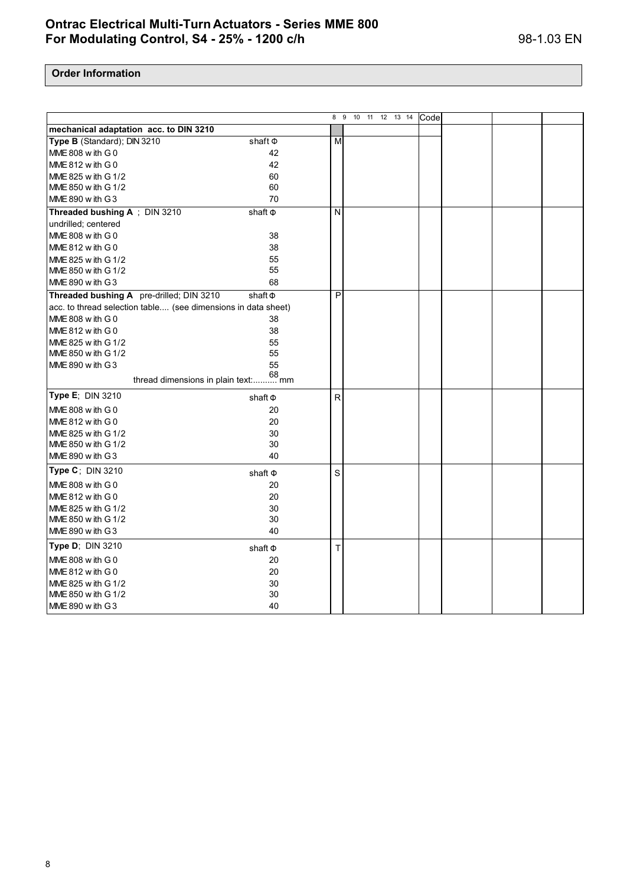# Ontrac Electrical Multi-Turn Actuators - Series MME 800
# For Modulating Control, S4 - 25% - 1200 c/h

98-1.03 EN

## Order Information

| | | 8 | 9 | 10 | 11 | 12 | 13 | 14 | Code | | | |
|---|---|---|---|---|---|---|---|---|---|---|---|---|
| **mechanical adaptation acc. to DIN 3210** | | | | | | | | | | | | |
| **Type B** (Standard); DIN 3210 | shaft Φ | M | | | | | | | | | | |
| MME 808 with G 0 | 42 | | | | | | | | | | | |
| MME 812 with G 0 | 42 | | | | | | | | | | | |
| MME 825 with G 1/2 | 60 | | | | | | | | | | | |
| MME 850 with G 1/2 | 60 | | | | | | | | | | | |
| MME 890 with G 3 | 70 | | | | | | | | | | | |
| **Threaded bushing A** ; DIN 3210 | shaft Φ | N | | | | | | | | | | |
| undrilled; centered | | | | | | | | | | | | |
| MME 808 with G 0 | 38 | | | | | | | | | | | |
| MME 812 with G 0 | 38 | | | | | | | | | | | |
| MME 825 with G 1/2 | 55 | | | | | | | | | | | |
| MME 850 with G 1/2 | 55 | | | | | | | | | | | |
| MME 890 with G 3 | 68 | | | | | | | | | | | |
| **Threaded bushing A** pre-drilled; DIN 3210 | shaft Φ | P | | | | | | | | | | |
| acc. to thread selection table.... (see dimensions in data sheet) | | | | | | | | | | | | |
| MME 808 with G 0 | 38 | | | | | | | | | | | |
| MME 812 with G 0 | 38 | | | | | | | | | | | |
| MME 825 with G 1/2 | 55 | | | | | | | | | | | |
| MME 850 with G 1/2 | 55 | | | | | | | | | | | |
| MME 890 with G 3 | 55 | | | | | | | | | | | |
| thread dimensions in plain text:.......... mm | 68 | | | | | | | | | | | |
| **Type E**; DIN 3210 | shaft Φ | R | | | | | | | | | | |
| MME 808 with G 0 | 20 | | | | | | | | | | | |
| MME 812 with G 0 | 20 | | | | | | | | | | | |
| MME 825 with G 1/2 | 30 | | | | | | | | | | | |
| MME 850 with G 1/2 | 30 | | | | | | | | | | | |
| MME 890 with G 3 | 40 | | | | | | | | | | | |
| **Type C**; DIN 3210 | shaft Φ | S | | | | | | | | | | |
| MME 808 with G 0 | 20 | | | | | | | | | | | |
| MME 812 with G 0 | 20 | | | | | | | | | | | |
| MME 825 with G 1/2 | 30 | | | | | | | | | | | |
| MME 850 with G 1/2 | 30 | | | | | | | | | | | |
| MME 890 with G 3 | 40 | | | | | | | | | | | |
| **Type D**; DIN 3210 | shaft Φ | T | | | | | | | | | | |
| MME 808 with G 0 | 20 | | | | | | | | | | | |
| MME 812 with G 0 | 20 | | | | | | | | | | | |
| MME 825 with G 1/2 | 30 | | | | | | | | | | | |
| MME 850 with G 1/2 | 30 | | | | | | | | | | | |
| MME 890 with G 3 | 40 | | | | | | | | | | | |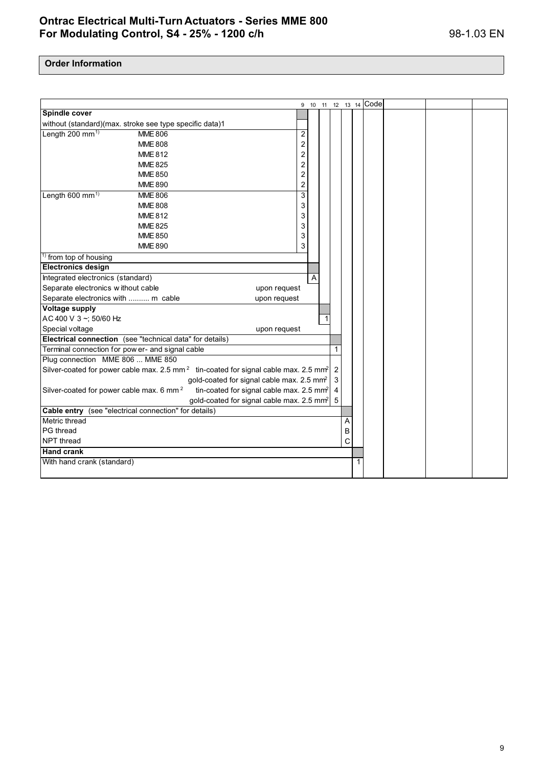## Order Information

| | | | 9 | 10 | 11 | 12 | 13 | 14 | Code | | | |
|---|---|---|---|---|---|---|---|---|---|---|---|---|
| **Spindle cover** | | | | | | | | | | | | |
| without (standard)(max. stroke see type specific data)1 | | | | | | | | | | | | |
| Length 200 mm[1] | MME 806 | | 2 | | | | | | | | | |
| | MME 808 | | 2 | | | | | | | | | |
| | MME 812 | | 2 | | | | | | | | | |
| | MME 825 | | 2 | | | | | | | | | |
| | MME 850 | | 2 | | | | | | | | | |
| | MME 890 | | 2 | | | | | | | | | |
| Length 600 mm[1] | MME 806 | | 3 | | | | | | | | | |
| | MME 808 | | 3 | | | | | | | | | |
| | MME 812 | | 3 | | | | | | | | | |
| | MME 825 | | 3 | | | | | | | | | |
| | MME 850 | | 3 | | | | | | | | | |
| | MME 890 | | 3 | | | | | | | | | |
| [1] from top of housing | | | | | | | | | | | | |
| **Electronics design** | | | | | | | | | | | | |
| Integrated electronics (standard) | | | | A | | | | | | | | |
| Separate electronics without cable | | upon request | | | | | | | | | | |
| Separate electronics with .......... m cable | | upon request | | | | | | | | | | |
| **Voltage supply** | | | | | | | | | | | | |
| AC 400 V 3 ~; 50/60 Hz | | | | | 1 | | | | | | | |
| Special voltage | | upon request | | | | | | | | | | |
| **Electrical connection** (see "technical data" for details) | | | | | | | | | | | | |
| Terminal connection for power- and signal cable | | | | | | 1 | | | | | | |
| Plug connection MME 806 ... MME 850 | | | | | | | | | | | | |
| Silver-coated for power cable max. 2.5 mm² | tin-coated for signal cable max. 2.5 mm² | | | | | 2 | | | | | | |
| | gold-coated for signal cable max. 2.5 mm² | | | | | 3 | | | | | | |
| Silver-coated for power cable max. 6 mm² | tin-coated for signal cable max. 2.5 mm² | | | | | 4 | | | | | | |
| | gold-coated for signal cable max. 2.5 mm² | | | | | 5 | | | | | | |
| **Cable entry** (see "electrical connection" for details) | | | | | | | | | | | | |
| Metric thread | | | | | | | A | | | | | |
| PG thread | | | | | | | B | | | | | |
| NPT thread | | | | | | | C | | | | | |
| **Hand crank** | | | | | | | | | | | | |
| With hand crank (standard) | | | | | | | | 1 | | | | |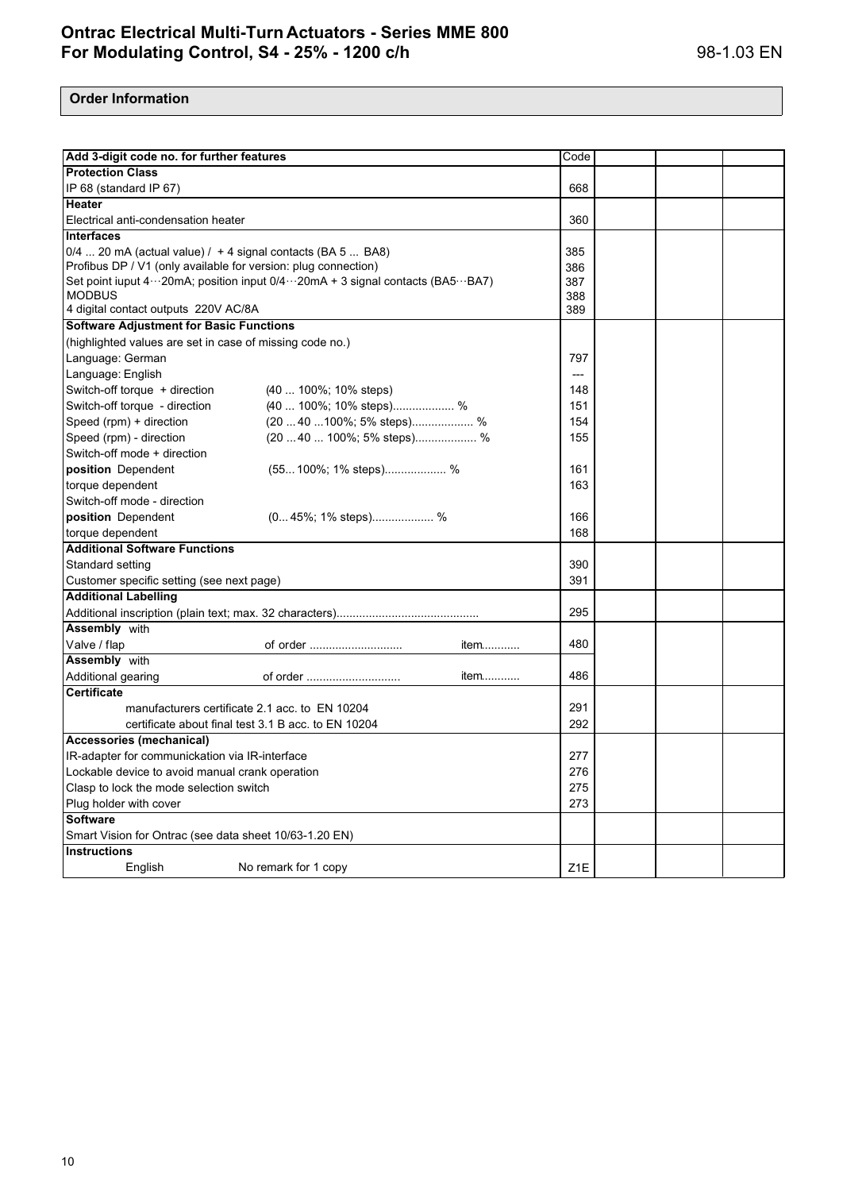## Order Information

| Add 3-digit code no. for further features | | | Code | | | |
|---|---|---|---|---|---|---|
| **Protection Class** | | | | | | |
| IP 68 (standard IP 67) | | | 668 | | | |
| **Heater** | | | | | | |
| Electrical anti-condensation heater | | | 360 | | | |
| **Interfaces** | | | | | | |
| 0/4 ... 20 mA (actual value) / + 4 signal contacts (BA 5 ... BA8) | | | 385 | | | |
| Profibus DP / V1 (only available for version: plug connection) | | | 386 | | | |
| Set point iuput 4···20mA; position input 0/4···20mA + 3 signal contacts (BA5···BA7) | | | 387 | | | |
| MODBUS | | | 388 | | | |
| 4 digital contact outputs 220V AC/8A | | | 389 | | | |
| **Software Adjustment for Basic Functions** | | | | | | |
| (highlighted values are set in case of missing code no.) | | | | | | |
| Language: German | | | 797 | | | |
| Language: English | | | --- | | | |
| Switch-off torque + direction | (40 ... 100%; 10% steps) | | 148 | | | |
| Switch-off torque - direction | (40 ... 100%; 10% steps).................. % | | 151 | | | |
| Speed (rpm) + direction | (20 ... 40 ...100%; 5% steps).................. % | | 154 | | | |
| Speed (rpm) - direction | (20 ... 40 ... 100%; 5% steps).................. % | | 155 | | | |
| Switch-off mode + direction | | | | | | |
| **position** Dependent | (55... 100%; 1% steps).................. % | | 161 | | | |
| torque dependent | | | 163 | | | |
| Switch-off mode - direction | | | | | | |
| **position** Dependent | (0... 45%; 1% steps).................. % | | 166 | | | |
| torque dependent | | | 168 | | | |
| **Additional Software Functions** | | | | | | |
| Standard setting | | | 390 | | | |
| Customer specific setting (see next page) | | | 391 | | | |
| **Additional Labelling** | | | | | | |
| Additional inscription (plain text; max. 32 characters)............................................ | | | 295 | | | |
| **Assembly** with | | | | | | |
| Valve / flap | of order ............................ | item........... | 480 | | | |
| **Assembly** with | | | | | | |
| Additional gearing | of order ............................ | item........... | 486 | | | |
| **Certificate** | | | | | | |
| manufacturers certificate 2.1 acc. to EN 10204 | | | 291 | | | |
| certificate about final test 3.1 B acc. to EN 10204 | | | 292 | | | |
| **Accessories (mechanical)** | | | | | | |
| IR-adapter for communickation via IR-interface | | | 277 | | | |
| Lockable device to avoid manual crank operation | | | 276 | | | |
| Clasp to lock the mode selection switch | | | 275 | | | |
| Plug holder with cover | | | 273 | | | |
| **Software** | | | | | | |
| Smart Vision for Ontrac (see data sheet 10/63-1.20 EN) | | | | | | |
| **Instructions** | | | | | | |
| English | No remark for 1 copy | | Z1E | | | |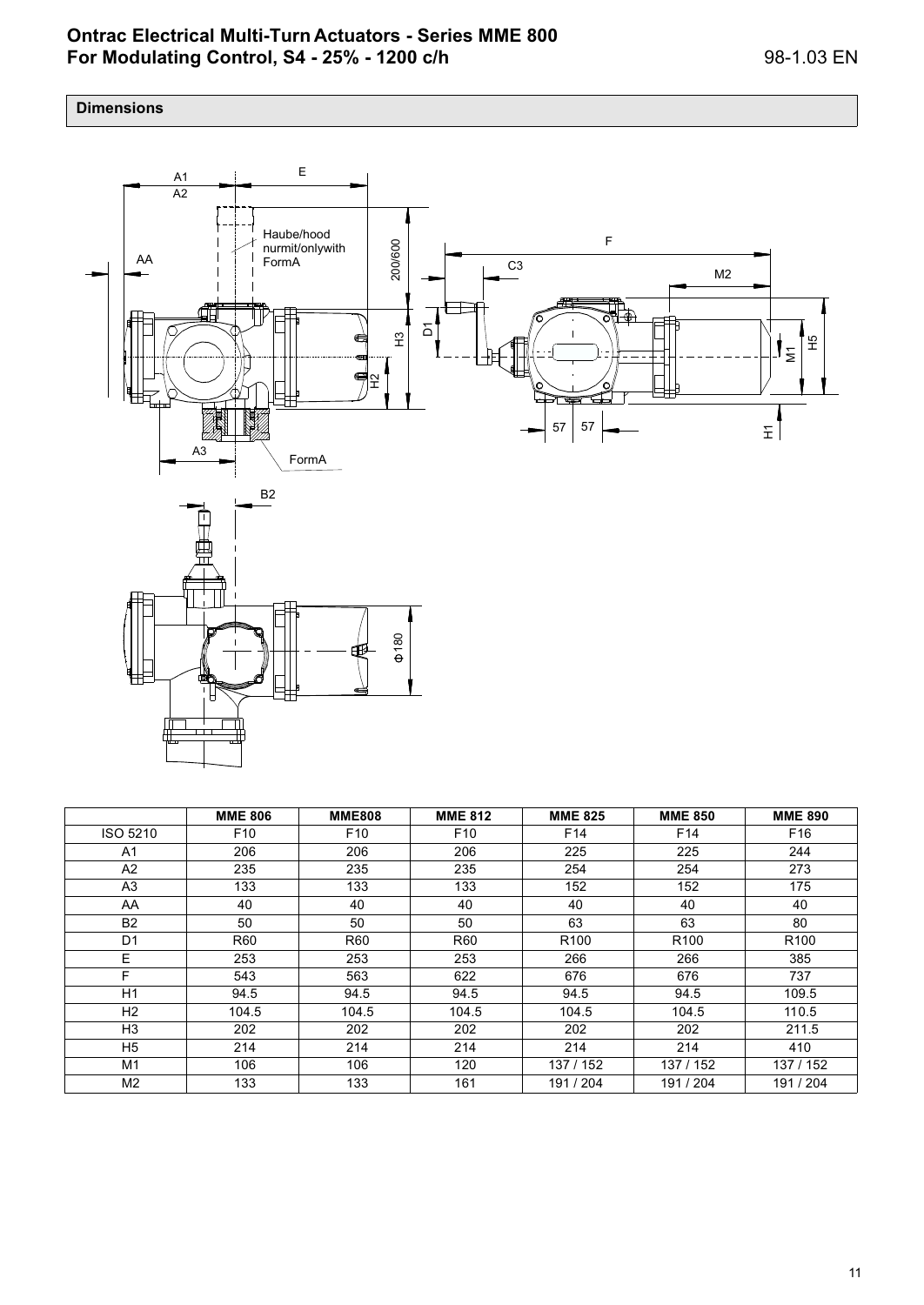## Dimensions

|  | MME 806 | MME808 | MME 812 | MME 825 | MME 850 | MME 890 |
|---|---|---|---|---|---|---|
| ISO 5210 | F10 | F10 | F10 | F14 | F14 | F16 |
| A1 | 206 | 206 | 206 | 225 | 225 | 244 |
| A2 | 235 | 235 | 235 | 254 | 254 | 273 |
| A3 | 133 | 133 | 133 | 152 | 152 | 175 |
| AA | 40 | 40 | 40 | 40 | 40 | 40 |
| B2 | 50 | 50 | 50 | 63 | 63 | 80 |
| D1 | R60 | R60 | R60 | R100 | R100 | R100 |
| E | 253 | 253 | 253 | 266 | 266 | 385 |
| F | 543 | 563 | 622 | 676 | 676 | 737 |
| H1 | 94.5 | 94.5 | 94.5 | 94.5 | 94.5 | 109.5 |
| H2 | 104.5 | 104.5 | 104.5 | 104.5 | 104.5 | 110.5 |
| H3 | 202 | 202 | 202 | 202 | 202 | 211.5 |
| H5 | 214 | 214 | 214 | 214 | 214 | 410 |
| M1 | 106 | 106 | 120 | 137 / 152 | 137 / 152 | 137 / 152 |
| M2 | 133 | 133 | 161 | 191 / 204 | 191 / 204 | 191 / 204 |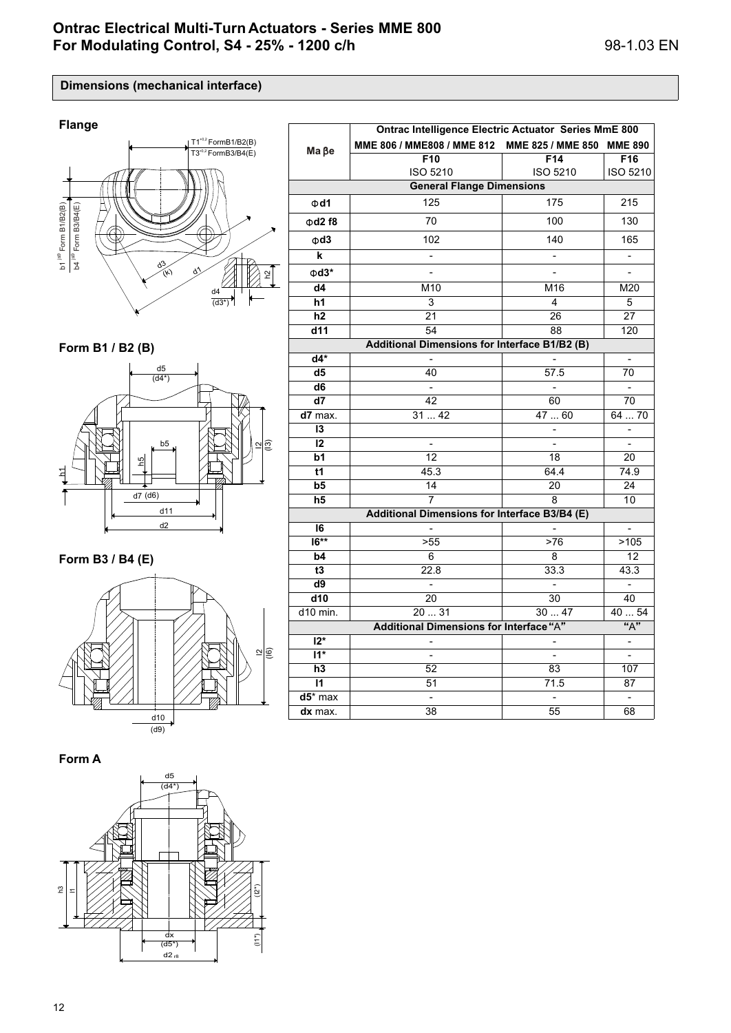# Ontrac Electrical Multi-Turn Actuators - Series MME 800
# For Modulating Control, S4 - 25% - 1200 c/h

98-1.03 EN

## Dimensions (mechanical interface)

### Flange

### Form B1 / B2 (B)

### Form B3 / B4 (E)

### Form A

| Ma βe | Ontrac Intelligence Electric Actuator Series MmE 800 | | |
|---|---|---|---|
| | MME 806 / MME808 / MME 812 | MME 825 / MME 850 | MME 890 |
| | F10<br>ISO 5210 | F14<br>ISO 5210 | F16<br>ISO 5210 |
| **General Flange Dimensions** | | | |
| Φd1 | 125 | 175 | 215 |
| Φd2 f8 | 70 | 100 | 130 |
| Φd3 | 102 | 140 | 165 |
| k | - | - | - |
| Φd3* | - | - | - |
| d4 | M10 | M16 | M20 |
| h1 | 3 | 4 | 5 |
| h2 | 21 | 26 | 27 |
| d11 | 54 | 88 | 120 |
| **Additional Dimensions for Interface B1/B2 (B)** | | | |
| d4* | - | - | - |
| d5 | 40 | 57.5 | 70 |
| d6 | - | - | - |
| d7 | 42 | 60 | 70 |
| d7 max. | 31 ... 42 | 47 ... 60 | 64 ... 70 |
| l3 | | - | - |
| l2 | - | - | - |
| b1 | 12 | 18 | 20 |
| t1 | 45.3 | 64.4 | 74.9 |
| b5 | 14 | 20 | 24 |
| h5 | 7 | 8 | 10 |
| **Additional Dimensions for Interface B3/B4 (E)** | | | |
| l6 | - | - | - |
| l6** | >55 | >76 | >105 |
| b4 | 6 | 8 | 12 |
| t3 | 22.8 | 33.3 | 43.3 |
| d9 | - | - | - |
| d10 | 20 | 30 | 40 |
| d10 min. | 20 ... 31 | 30 ... 47 | 40 ... 54 |
| **Additional Dimensions for Interface "A"** | | | "A" |
| l2* | - | - | - |
| l1* | - | - | - |
| h3 | 52 | 83 | 107 |
| l1 | 51 | 71.5 | 87 |
| d5* max | - | - | - |
| dx max. | 38 | 55 | 68 |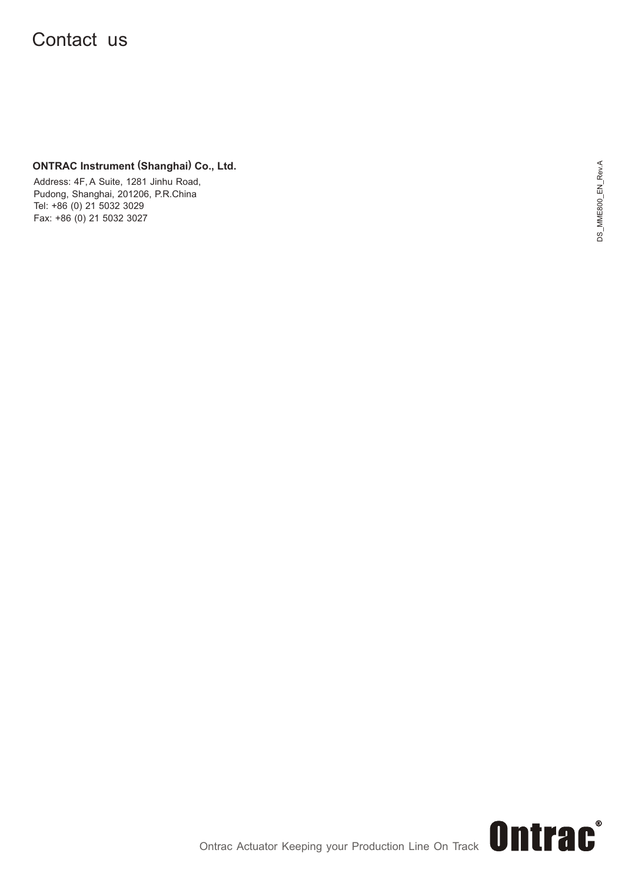# Contact us

**ONTRAC Instrument (Shanghai) Co., Ltd.**

Address: 4F, A Suite, 1281 Jinhu Road,
Pudong, Shanghai, 201206, P.R.China
Tel: +86 (0) 21 5032 3029
Fax: +86 (0) 21 5032 3027

DS_MME800_EN_Rev.A

Ontrac Actuator Keeping your Production Line On Track

Ontrac®